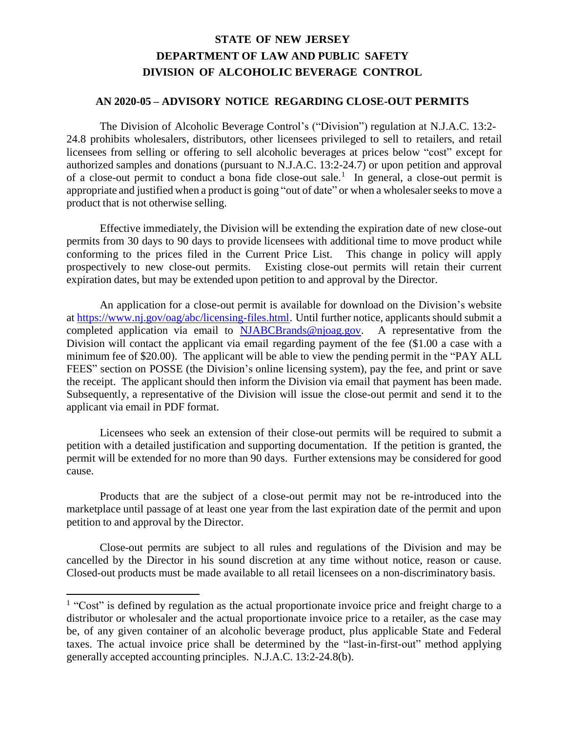# STATE OF NEW JERSEY
# DEPARTMENT OF LAW AND PUBLIC SAFETY
# DIVISION OF ALCOHOLIC BEVERAGE CONTROL

## AN 2020-05 – ADVISORY NOTICE REGARDING CLOSE-OUT PERMITS

The Division of Alcoholic Beverage Control's ("Division") regulation at N.J.A.C. 13:2-24.8 prohibits wholesalers, distributors, other licensees privileged to sell to retailers, and retail licensees from selling or offering to sell alcoholic beverages at prices below "cost" except for authorized samples and donations (pursuant to N.J.A.C. 13:2-24.7) or upon petition and approval of a close-out permit to conduct a bona fide close-out sale.[1] In general, a close-out permit is appropriate and justified when a product is going "out of date" or when a wholesaler seeks to move a product that is not otherwise selling.

Effective immediately, the Division will be extending the expiration date of new close-out permits from 30 days to 90 days to provide licensees with additional time to move product while conforming to the prices filed in the Current Price List. This change in policy will apply prospectively to new close-out permits. Existing close-out permits will retain their current expiration dates, but may be extended upon petition to and approval by the Director.

An application for a close-out permit is available for download on the Division's website at https://www.nj.gov/oag/abc/licensing-files.html. Until further notice, applicants should submit a completed application via email to NJABCBrands@njoag.gov. A representative from the Division will contact the applicant via email regarding payment of the fee ($1.00 a case with a minimum fee of $20.00). The applicant will be able to view the pending permit in the "PAY ALL FEES" section on POSSE (the Division's online licensing system), pay the fee, and print or save the receipt. The applicant should then inform the Division via email that payment has been made. Subsequently, a representative of the Division will issue the close-out permit and send it to the applicant via email in PDF format.

Licensees who seek an extension of their close-out permits will be required to submit a petition with a detailed justification and supporting documentation. If the petition is granted, the permit will be extended for no more than 90 days. Further extensions may be considered for good cause.

Products that are the subject of a close-out permit may not be re-introduced into the marketplace until passage of at least one year from the last expiration date of the permit and upon petition to and approval by the Director.

Close-out permits are subject to all rules and regulations of the Division and may be cancelled by the Director in his sound discretion at any time without notice, reason or cause. Closed-out products must be made available to all retail licensees on a non-discriminatory basis.

[1] "Cost" is defined by regulation as the actual proportionate invoice price and freight charge to a distributor or wholesaler and the actual proportionate invoice price to a retailer, as the case may be, of any given container of an alcoholic beverage product, plus applicable State and Federal taxes. The actual invoice price shall be determined by the "last-in-first-out" method applying generally accepted accounting principles. N.J.A.C. 13:2-24.8(b).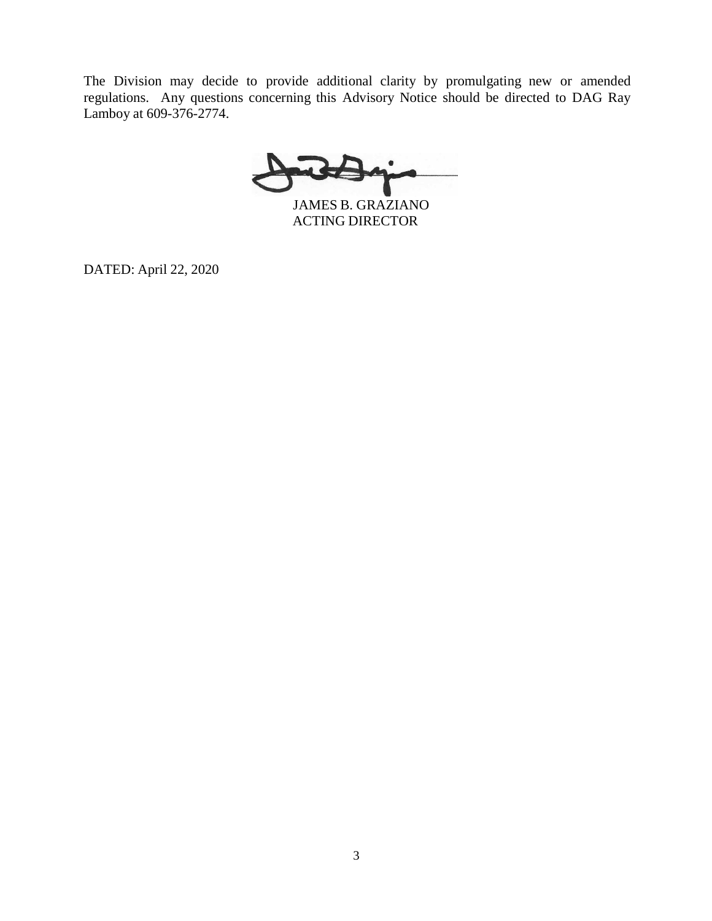The Division may decide to provide additional clarity by promulgating new or amended regulations. Any questions concerning this Advisory Notice should be directed to DAG Ray Lamboy at 609-376-2774.

JAMES B. GRAZIANO
ACTING DIRECTOR

DATED: April 22, 2020